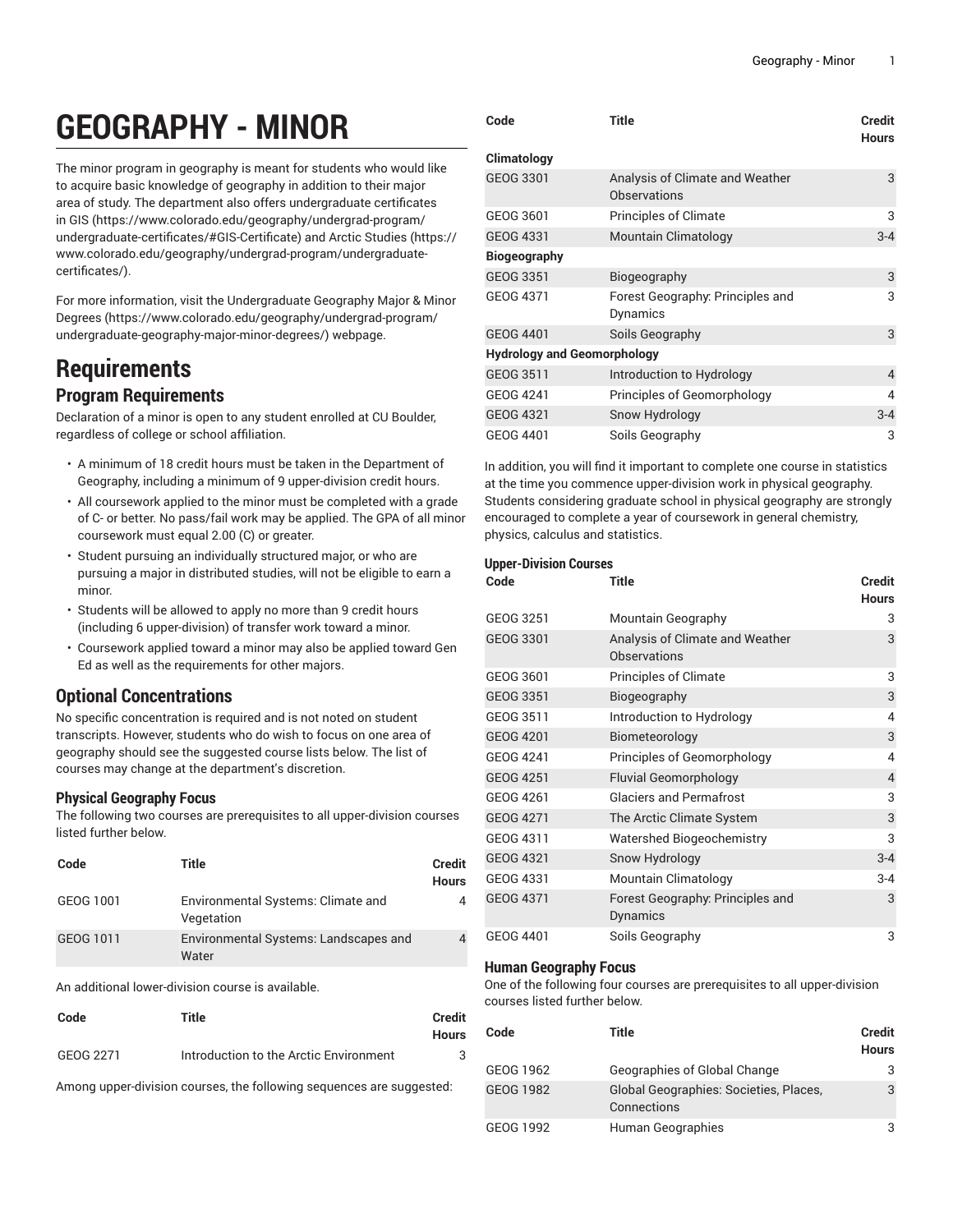# GEOGRAPHY - MINOR

The minor program in geography is meant for students who would like to acquire basic knowledge of geography in addition to their major area of study. The department also offers undergraduate certificates in GIS (https://www.colorado.edu/geography/undergrad-program/undergraduate-certificates/#GIS-Certificate) and Arctic Studies (https://www.colorado.edu/geography/undergrad-program/undergraduate-certificates/).

For more information, visit the Undergraduate Geography Major & Minor Degrees (https://www.colorado.edu/geography/undergrad-program/undergraduate-geography-major-minor-degrees/) webpage.

# Requirements

## Program Requirements

Declaration of a minor is open to any student enrolled at CU Boulder, regardless of college or school affiliation.

- A minimum of 18 credit hours must be taken in the Department of Geography, including a minimum of 9 upper-division credit hours.
- All coursework applied to the minor must be completed with a grade of C- or better. No pass/fail work may be applied. The GPA of all minor coursework must equal 2.00 (C) or greater.
- Student pursuing an individually structured major, or who are pursuing a major in distributed studies, will not be eligible to earn a minor.
- Students will be allowed to apply no more than 9 credit hours (including 6 upper-division) of transfer work toward a minor.
- Coursework applied toward a minor may also be applied toward Gen Ed as well as the requirements for other majors.

## Optional Concentrations

No specific concentration is required and is not noted on student transcripts. However, students who do wish to focus on one area of geography should see the suggested course lists below. The list of courses may change at the department's discretion.

### Physical Geography Focus

The following two courses are prerequisites to all upper-division courses listed further below.

| Code | Title | Credit Hours |
|---|---|---|
| GEOG 1001 | Environmental Systems: Climate and Vegetation | 4 |
| GEOG 1011 | Environmental Systems: Landscapes and Water | 4 |

An additional lower-division course is available.

| Code | Title | Credit Hours |
|---|---|---|
| GEOG 2271 | Introduction to the Arctic Environment | 3 |

Among upper-division courses, the following sequences are suggested:

| Code | Title | Credit Hours |
|---|---|---|
| **Climatology** | | |
| GEOG 3301 | Analysis of Climate and Weather Observations | 3 |
| GEOG 3601 | Principles of Climate | 3 |
| GEOG 4331 | Mountain Climatology | 3-4 |
| **Biogeography** | | |
| GEOG 3351 | Biogeography | 3 |
| GEOG 4371 | Forest Geography: Principles and Dynamics | 3 |
| GEOG 4401 | Soils Geography | 3 |
| **Hydrology and Geomorphology** | | |
| GEOG 3511 | Introduction to Hydrology | 4 |
| GEOG 4241 | Principles of Geomorphology | 4 |
| GEOG 4321 | Snow Hydrology | 3-4 |
| GEOG 4401 | Soils Geography | 3 |

In addition, you will find it important to complete one course in statistics at the time you commence upper-division work in physical geography. Students considering graduate school in physical geography are strongly encouraged to complete a year of coursework in general chemistry, physics, calculus and statistics.

#### Upper-Division Courses

| Code | Title | Credit Hours |
|---|---|---|
| GEOG 3251 | Mountain Geography | 3 |
| GEOG 3301 | Analysis of Climate and Weather Observations | 3 |
| GEOG 3601 | Principles of Climate | 3 |
| GEOG 3351 | Biogeography | 3 |
| GEOG 3511 | Introduction to Hydrology | 4 |
| GEOG 4201 | Biometeorology | 3 |
| GEOG 4241 | Principles of Geomorphology | 4 |
| GEOG 4251 | Fluvial Geomorphology | 4 |
| GEOG 4261 | Glaciers and Permafrost | 3 |
| GEOG 4271 | The Arctic Climate System | 3 |
| GEOG 4311 | Watershed Biogeochemistry | 3 |
| GEOG 4321 | Snow Hydrology | 3-4 |
| GEOG 4331 | Mountain Climatology | 3-4 |
| GEOG 4371 | Forest Geography: Principles and Dynamics | 3 |
| GEOG 4401 | Soils Geography | 3 |

### Human Geography Focus

One of the following four courses are prerequisites to all upper-division courses listed further below.

| Code | Title | Credit Hours |
|---|---|---|
| GEOG 1962 | Geographies of Global Change | 3 |
| GEOG 1982 | Global Geographies: Societies, Places, Connections | 3 |
| GEOG 1992 | Human Geographies | 3 |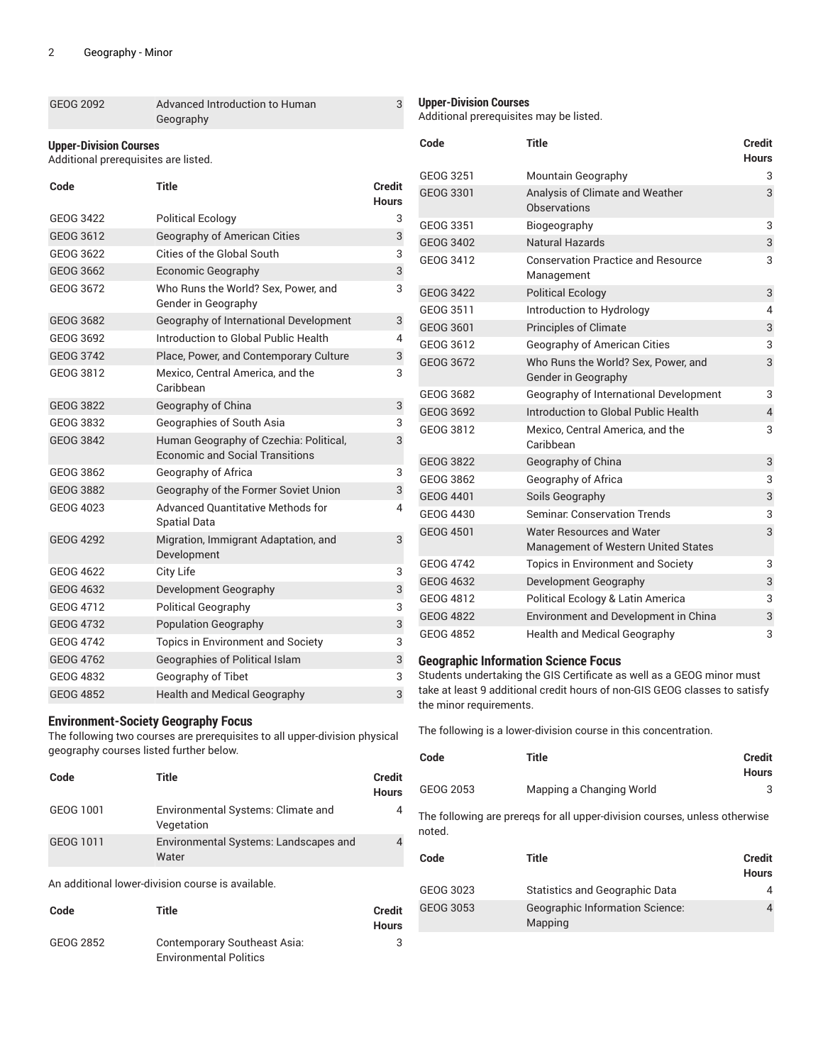| Code | Title | Credit Hours |
| --- | --- | --- |
| GEOG 2092 | Advanced Introduction to Human Geography | 3 |

**Upper-Division Courses**

Additional prerequisites are listed.

| Code | Title | Credit Hours |
| --- | --- | --- |
| GEOG 3422 | Political Ecology | 3 |
| GEOG 3612 | Geography of American Cities | 3 |
| GEOG 3622 | Cities of the Global South | 3 |
| GEOG 3662 | Economic Geography | 3 |
| GEOG 3672 | Who Runs the World? Sex, Power, and Gender in Geography | 3 |
| GEOG 3682 | Geography of International Development | 3 |
| GEOG 3692 | Introduction to Global Public Health | 4 |
| GEOG 3742 | Place, Power, and Contemporary Culture | 3 |
| GEOG 3812 | Mexico, Central America, and the Caribbean | 3 |
| GEOG 3822 | Geography of China | 3 |
| GEOG 3832 | Geographies of South Asia | 3 |
| GEOG 3842 | Human Geography of Czechia: Political, Economic and Social Transitions | 3 |
| GEOG 3862 | Geography of Africa | 3 |
| GEOG 3882 | Geography of the Former Soviet Union | 3 |
| GEOG 4023 | Advanced Quantitative Methods for Spatial Data | 4 |
| GEOG 4292 | Migration, Immigrant Adaptation, and Development | 3 |
| GEOG 4622 | City Life | 3 |
| GEOG 4632 | Development Geography | 3 |
| GEOG 4712 | Political Geography | 3 |
| GEOG 4732 | Population Geography | 3 |
| GEOG 4742 | Topics in Environment and Society | 3 |
| GEOG 4762 | Geographies of Political Islam | 3 |
| GEOG 4832 | Geography of Tibet | 3 |
| GEOG 4852 | Health and Medical Geography | 3 |

## Environment-Society Geography Focus

The following two courses are prerequisites to all upper-division physical geography courses listed further below.

| Code | Title | Credit Hours |
| --- | --- | --- |
| GEOG 1001 | Environmental Systems: Climate and Vegetation | 4 |
| GEOG 1011 | Environmental Systems: Landscapes and Water | 4 |

An additional lower-division course is available.

| Code | Title | Credit Hours |
| --- | --- | --- |
| GEOG 2852 | Contemporary Southeast Asia: Environmental Politics | 3 |

**Upper-Division Courses**

Additional prerequisites may be listed.

| Code | Title | Credit Hours |
| --- | --- | --- |
| GEOG 3251 | Mountain Geography | 3 |
| GEOG 3301 | Analysis of Climate and Weather Observations | 3 |
| GEOG 3351 | Biogeography | 3 |
| GEOG 3402 | Natural Hazards | 3 |
| GEOG 3412 | Conservation Practice and Resource Management | 3 |
| GEOG 3422 | Political Ecology | 3 |
| GEOG 3511 | Introduction to Hydrology | 4 |
| GEOG 3601 | Principles of Climate | 3 |
| GEOG 3612 | Geography of American Cities | 3 |
| GEOG 3672 | Who Runs the World? Sex, Power, and Gender in Geography | 3 |
| GEOG 3682 | Geography of International Development | 3 |
| GEOG 3692 | Introduction to Global Public Health | 4 |
| GEOG 3812 | Mexico, Central America, and the Caribbean | 3 |
| GEOG 3822 | Geography of China | 3 |
| GEOG 3862 | Geography of Africa | 3 |
| GEOG 4401 | Soils Geography | 3 |
| GEOG 4430 | Seminar: Conservation Trends | 3 |
| GEOG 4501 | Water Resources and Water Management of Western United States | 3 |
| GEOG 4742 | Topics in Environment and Society | 3 |
| GEOG 4632 | Development Geography | 3 |
| GEOG 4812 | Political Ecology & Latin America | 3 |
| GEOG 4822 | Environment and Development in China | 3 |
| GEOG 4852 | Health and Medical Geography | 3 |

## Geographic Information Science Focus

Students undertaking the GIS Certificate as well as a GEOG minor must take at least 9 additional credit hours of non-GIS GEOG classes to satisfy the minor requirements.

The following is a lower-division course in this concentration.

| Code | Title | Credit Hours |
| --- | --- | --- |
| GEOG 2053 | Mapping a Changing World | 3 |

The following are prereqs for all upper-division courses, unless otherwise noted.

| Code | Title | Credit Hours |
| --- | --- | --- |
| GEOG 3023 | Statistics and Geographic Data | 4 |
| GEOG 3053 | Geographic Information Science: Mapping | 4 |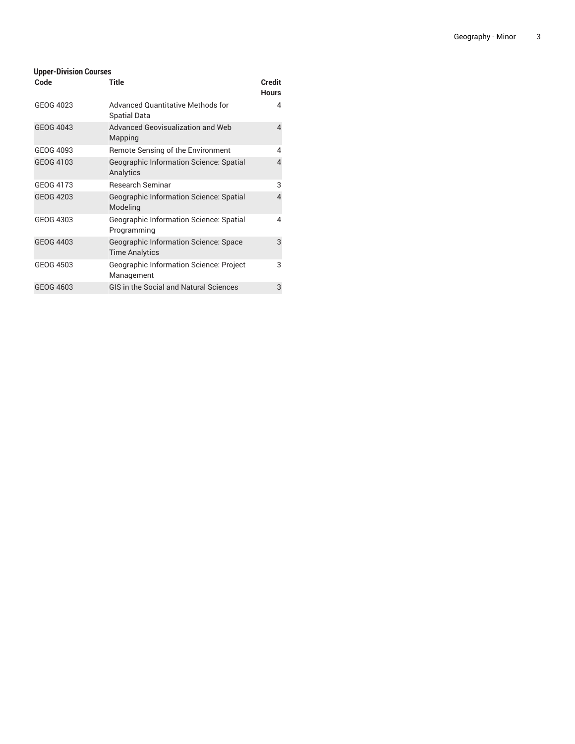**Upper-Division Courses**

| Code | Title | Credit Hours |
| --- | --- | --- |
| GEOG 4023 | Advanced Quantitative Methods for Spatial Data | 4 |
| GEOG 4043 | Advanced Geovisualization and Web Mapping | 4 |
| GEOG 4093 | Remote Sensing of the Environment | 4 |
| GEOG 4103 | Geographic Information Science: Spatial Analytics | 4 |
| GEOG 4173 | Research Seminar | 3 |
| GEOG 4203 | Geographic Information Science: Spatial Modeling | 4 |
| GEOG 4303 | Geographic Information Science: Spatial Programming | 4 |
| GEOG 4403 | Geographic Information Science: Space Time Analytics | 3 |
| GEOG 4503 | Geographic Information Science: Project Management | 3 |
| GEOG 4603 | GIS in the Social and Natural Sciences | 3 |